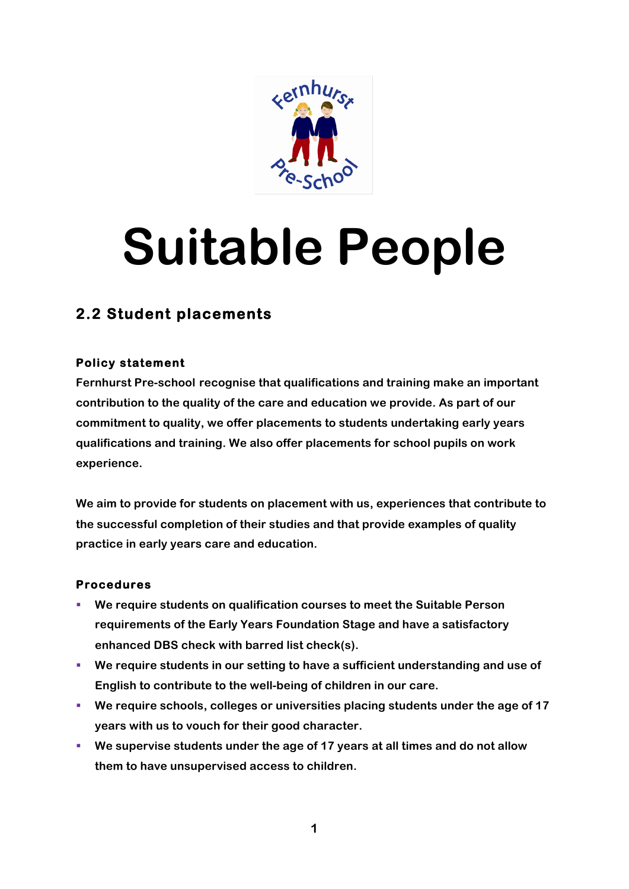# Suitable People

## 2.2 Student placements

### Policy statement

Fernhurst Pre-school recognise that qualifications and training make an important contribution to the quality of the care and education we provide. As part of our commitment to quality, we offer placements to students undertaking early years qualifications and training. We also offer placements for school pupils on work experience.

We aim to provide for students on placement with us, experiences that contribute to the successful completion of their studies and that provide examples of quality practice in early years care and education.

### Procedures

- We require students on qualification courses to meet the Suitable Person requirements of the Early Years Foundation Stage and have a satisfactory enhanced DBS check with barred list check(s).
- We require students in our setting to have a sufficient understanding and use of English to contribute to the well-being of children in our care.
- We require schools, colleges or universities placing students under the age of 17 years with us to vouch for their good character.
- We supervise students under the age of 17 years at all times and do not allow them to have unsupervised access to children.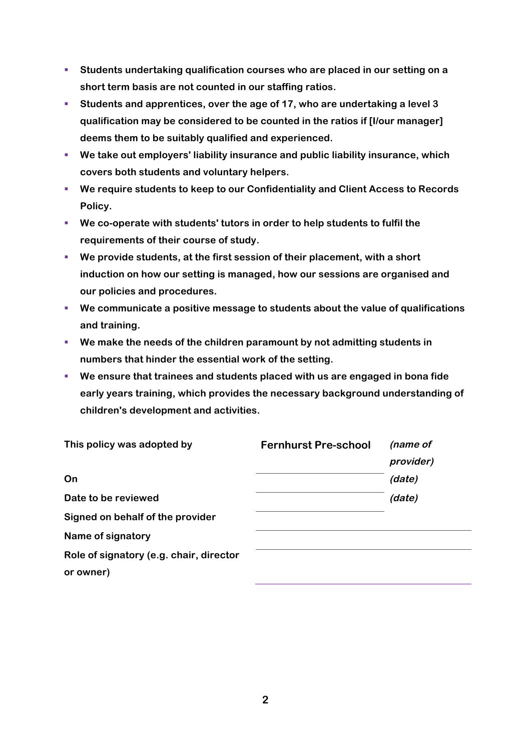- **Students undertaking qualification courses who are placed in our setting on a short term basis are not counted in our staffing ratios.**
- **Students and apprentices, over the age of 17, who are undertaking a level 3 qualification may be considered to be counted in the ratios if [I/our manager] deems them to be suitably qualified and experienced.**
- **We take out employers' liability insurance and public liability insurance, which covers both students and voluntary helpers.**
- **We require students to keep to our Confidentiality and Client Access to Records Policy.**
- **We co-operate with students' tutors in order to help students to fulfil the requirements of their course of study.**
- **We provide students, at the first session of their placement, with a short induction on how our setting is managed, how our sessions are organised and our policies and procedures.**
- **We communicate a positive message to students about the value of qualifications and training.**
- **We make the needs of the children paramount by not admitting students in numbers that hinder the essential work of the setting.**
- **We ensure that trainees and students placed with us are engaged in bona fide early years training, which provides the necessary background understanding of children's development and activities.**

| | | |
|---|---|---|
| **This policy was adopted by** | **Fernhurst Pre-school** | *(name of provider)* |
| **On** | | *(date)* |
| **Date to be reviewed** | | *(date)* |
| **Signed on behalf of the provider** | | |
| **Name of signatory** | | |
| **Role of signatory (e.g. chair, director or owner)** | | |